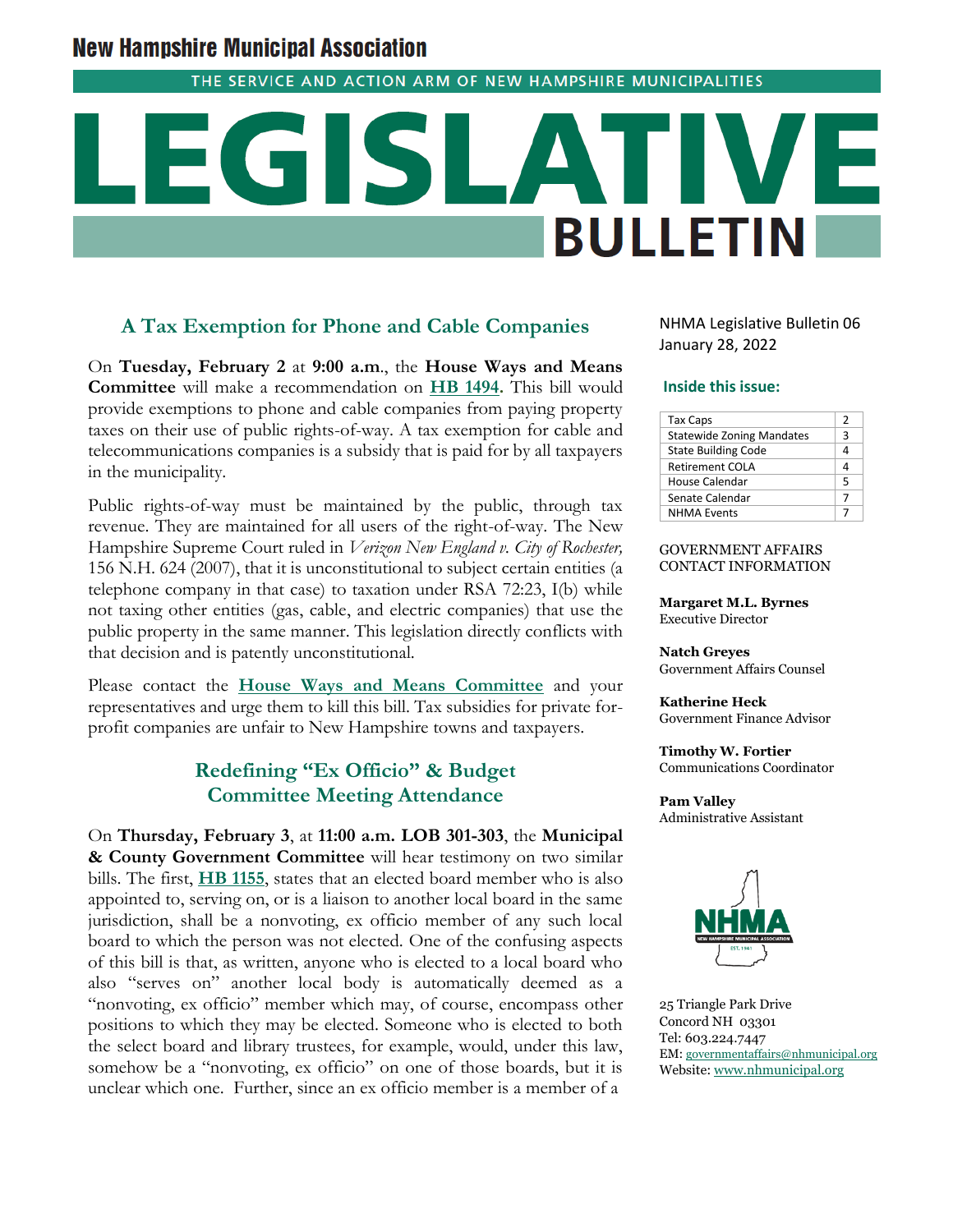# New Hampshire Municipal Association

THE SERVICE AND ACTION ARM OF NEW HAMPSHIRE MUNICIPALITIES

# LEGISLATIVE BULLETIN

NHMA Legislative Bulletin 06
January 28, 2022

**Inside this issue:**

| | |
|---|---|
| Tax Caps | 2 |
| Statewide Zoning Mandates | 3 |
| State Building Code | 4 |
| Retirement COLA | 4 |
| House Calendar | 5 |
| Senate Calendar | 7 |
| NHMA Events | 7 |

GOVERNMENT AFFAIRS CONTACT INFORMATION

**Margaret M.L. Byrnes**
Executive Director

**Natch Greyes**
Government Affairs Counsel

**Katherine Heck**
Government Finance Advisor

**Timothy W. Fortier**
Communications Coordinator

**Pam Valley**
Administrative Assistant

25 Triangle Park Drive
Concord NH 03301
Tel: 603.224.7447
EM: governmentaffairs@nhmunicipal.org
Website: www.nhmunicipal.org

## A Tax Exemption for Phone and Cable Companies

On **Tuesday, February 2** at **9:00 a.m**., the **House Ways and Means Committee** will make a recommendation on **HB 1494**. This bill would provide exemptions to phone and cable companies from paying property taxes on their use of public rights-of-way. A tax exemption for cable and telecommunications companies is a subsidy that is paid for by all taxpayers in the municipality.

Public rights-of-way must be maintained by the public, through tax revenue. They are maintained for all users of the right-of-way. The New Hampshire Supreme Court ruled in *Verizon New England v. City of Rochester,* 156 N.H. 624 (2007), that it is unconstitutional to subject certain entities (a telephone company in that case) to taxation under RSA 72:23, I(b) while not taxing other entities (gas, cable, and electric companies) that use the public property in the same manner. This legislation directly conflicts with that decision and is patently unconstitutional.

Please contact the **House Ways and Means Committee** and your representatives and urge them to kill this bill. Tax subsidies for private for-profit companies are unfair to New Hampshire towns and taxpayers.

## Redefining "Ex Officio" & Budget Committee Meeting Attendance

On **Thursday, February 3**, at **11:00 a.m. LOB 301-303**, the **Municipal & County Government Committee** will hear testimony on two similar bills. The first, **HB 1155**, states that an elected board member who is also appointed to, serving on, or is a liaison to another local board in the same jurisdiction, shall be a nonvoting, ex officio member of any such local board to which the person was not elected. One of the confusing aspects of this bill is that, as written, anyone who is elected to a local board who also "serves on" another local body is automatically deemed as a "nonvoting, ex officio" member which may, of course, encompass other positions to which they may be elected. Someone who is elected to both the select board and library trustees, for example, would, under this law, somehow be a "nonvoting, ex officio" on one of those boards, but it is unclear which one. Further, since an ex officio member is a member of a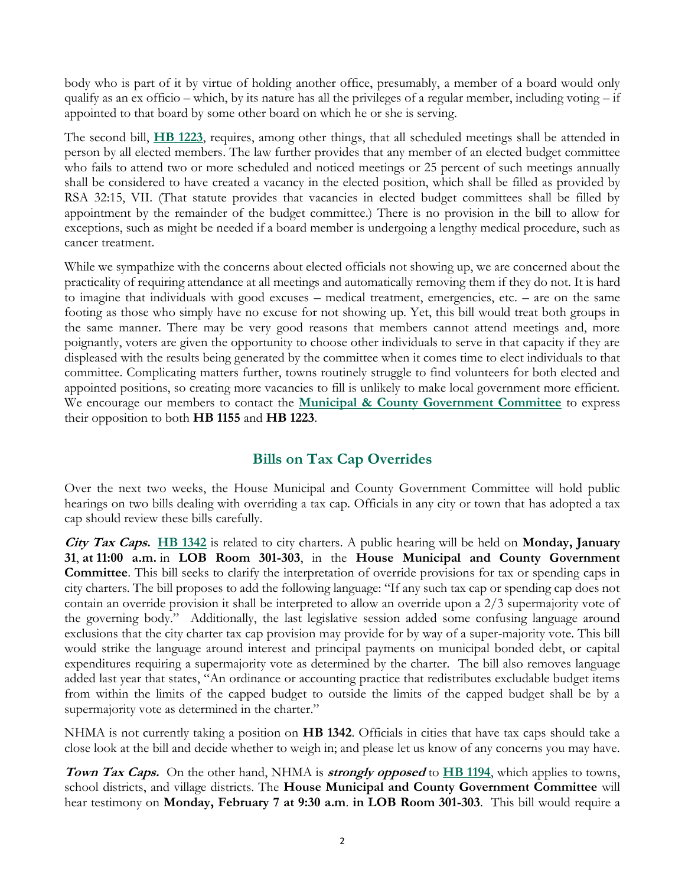body who is part of it by virtue of holding another office, presumably, a member of a board would only qualify as an ex officio – which, by its nature has all the privileges of a regular member, including voting – if appointed to that board by some other board on which he or she is serving.

The second bill, **HB 1223**, requires, among other things, that all scheduled meetings shall be attended in person by all elected members. The law further provides that any member of an elected budget committee who fails to attend two or more scheduled and noticed meetings or 25 percent of such meetings annually shall be considered to have created a vacancy in the elected position, which shall be filled as provided by RSA 32:15, VII. (That statute provides that vacancies in elected budget committees shall be filled by appointment by the remainder of the budget committee.) There is no provision in the bill to allow for exceptions, such as might be needed if a board member is undergoing a lengthy medical procedure, such as cancer treatment.

While we sympathize with the concerns about elected officials not showing up, we are concerned about the practicality of requiring attendance at all meetings and automatically removing them if they do not. It is hard to imagine that individuals with good excuses – medical treatment, emergencies, etc. – are on the same footing as those who simply have no excuse for not showing up. Yet, this bill would treat both groups in the same manner. There may be very good reasons that members cannot attend meetings and, more poignantly, voters are given the opportunity to choose other individuals to serve in that capacity if they are displeased with the results being generated by the committee when it comes time to elect individuals to that committee. Complicating matters further, towns routinely struggle to find volunteers for both elected and appointed positions, so creating more vacancies to fill is unlikely to make local government more efficient. We encourage our members to contact the **Municipal & County Government Committee** to express their opposition to both **HB 1155** and **HB 1223**.

## Bills on Tax Cap Overrides

Over the next two weeks, the House Municipal and County Government Committee will hold public hearings on two bills dealing with overriding a tax cap. Officials in any city or town that has adopted a tax cap should review these bills carefully.

***City Tax Caps.*** **HB 1342** is related to city charters. A public hearing will be held on **Monday, January 31**, **at 11:00 a.m.** in **LOB Room 301-303**, in the **House Municipal and County Government Committee**. This bill seeks to clarify the interpretation of override provisions for tax or spending caps in city charters. The bill proposes to add the following language: "If any such tax cap or spending cap does not contain an override provision it shall be interpreted to allow an override upon a 2/3 supermajority vote of the governing body." Additionally, the last legislative session added some confusing language around exclusions that the city charter tax cap provision may provide for by way of a super-majority vote. This bill would strike the language around interest and principal payments on municipal bonded debt, or capital expenditures requiring a supermajority vote as determined by the charter. The bill also removes language added last year that states, "An ordinance or accounting practice that redistributes excludable budget items from within the limits of the capped budget to outside the limits of the capped budget shall be by a supermajority vote as determined in the charter."

NHMA is not currently taking a position on **HB 1342**. Officials in cities that have tax caps should take a close look at the bill and decide whether to weigh in; and please let us know of any concerns you may have.

***Town Tax Caps.*** On the other hand, NHMA is ***strongly opposed*** to **HB 1194**, which applies to towns, school districts, and village districts. The **House Municipal and County Government Committee** will hear testimony on **Monday, February 7 at 9:30 a.m**. **in LOB Room 301-303**. This bill would require a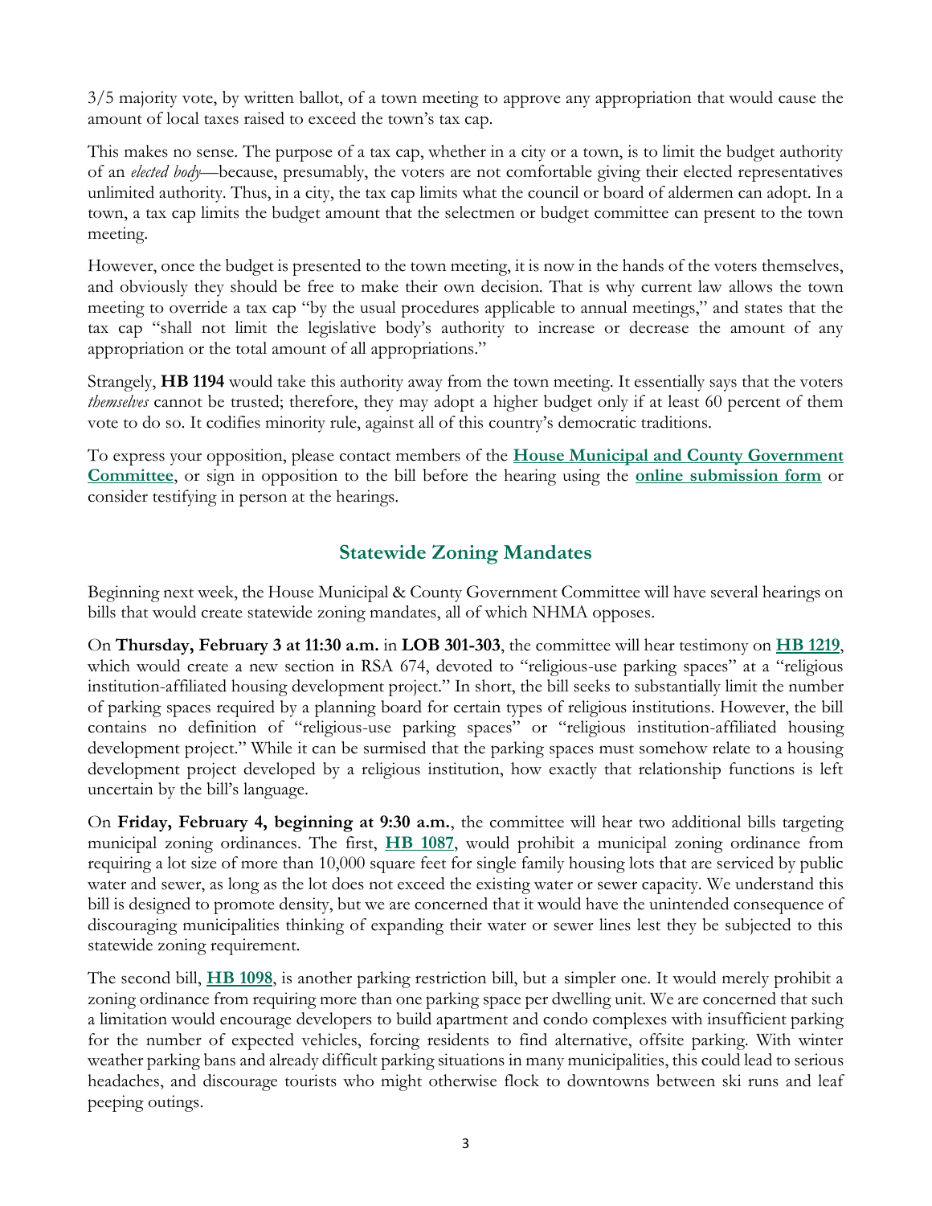3/5 majority vote, by written ballot, of a town meeting to approve any appropriation that would cause the amount of local taxes raised to exceed the town's tax cap.

This makes no sense. The purpose of a tax cap, whether in a city or a town, is to limit the budget authority of an *elected body*—because, presumably, the voters are not comfortable giving their elected representatives unlimited authority. Thus, in a city, the tax cap limits what the council or board of aldermen can adopt. In a town, a tax cap limits the budget amount that the selectmen or budget committee can present to the town meeting.

However, once the budget is presented to the town meeting, it is now in the hands of the voters themselves, and obviously they should be free to make their own decision. That is why current law allows the town meeting to override a tax cap "by the usual procedures applicable to annual meetings," and states that the tax cap "shall not limit the legislative body's authority to increase or decrease the amount of any appropriation or the total amount of all appropriations."

Strangely, **HB 1194** would take this authority away from the town meeting. It essentially says that the voters *themselves* cannot be trusted; therefore, they may adopt a higher budget only if at least 60 percent of them vote to do so. It codifies minority rule, against all of this country's democratic traditions.

To express your opposition, please contact members of the **House Municipal and County Government Committee**, or sign in opposition to the bill before the hearing using the **online submission form** or consider testifying in person at the hearings.

## Statewide Zoning Mandates

Beginning next week, the House Municipal & County Government Committee will have several hearings on bills that would create statewide zoning mandates, all of which NHMA opposes.

On **Thursday, February 3 at 11:30 a.m.** in **LOB 301-303**, the committee will hear testimony on **HB 1219**, which would create a new section in RSA 674, devoted to "religious-use parking spaces" at a "religious institution-affiliated housing development project." In short, the bill seeks to substantially limit the number of parking spaces required by a planning board for certain types of religious institutions. However, the bill contains no definition of "religious-use parking spaces" or "religious institution-affiliated housing development project." While it can be surmised that the parking spaces must somehow relate to a housing development project developed by a religious institution, how exactly that relationship functions is left uncertain by the bill's language.

On **Friday, February 4, beginning at 9:30 a.m.**, the committee will hear two additional bills targeting municipal zoning ordinances. The first, **HB 1087**, would prohibit a municipal zoning ordinance from requiring a lot size of more than 10,000 square feet for single family housing lots that are serviced by public water and sewer, as long as the lot does not exceed the existing water or sewer capacity. We understand this bill is designed to promote density, but we are concerned that it would have the unintended consequence of discouraging municipalities thinking of expanding their water or sewer lines lest they be subjected to this statewide zoning requirement.

The second bill, **HB 1098**, is another parking restriction bill, but a simpler one. It would merely prohibit a zoning ordinance from requiring more than one parking space per dwelling unit. We are concerned that such a limitation would encourage developers to build apartment and condo complexes with insufficient parking for the number of expected vehicles, forcing residents to find alternative, offsite parking. With winter weather parking bans and already difficult parking situations in many municipalities, this could lead to serious headaches, and discourage tourists who might otherwise flock to downtowns between ski runs and leaf peeping outings.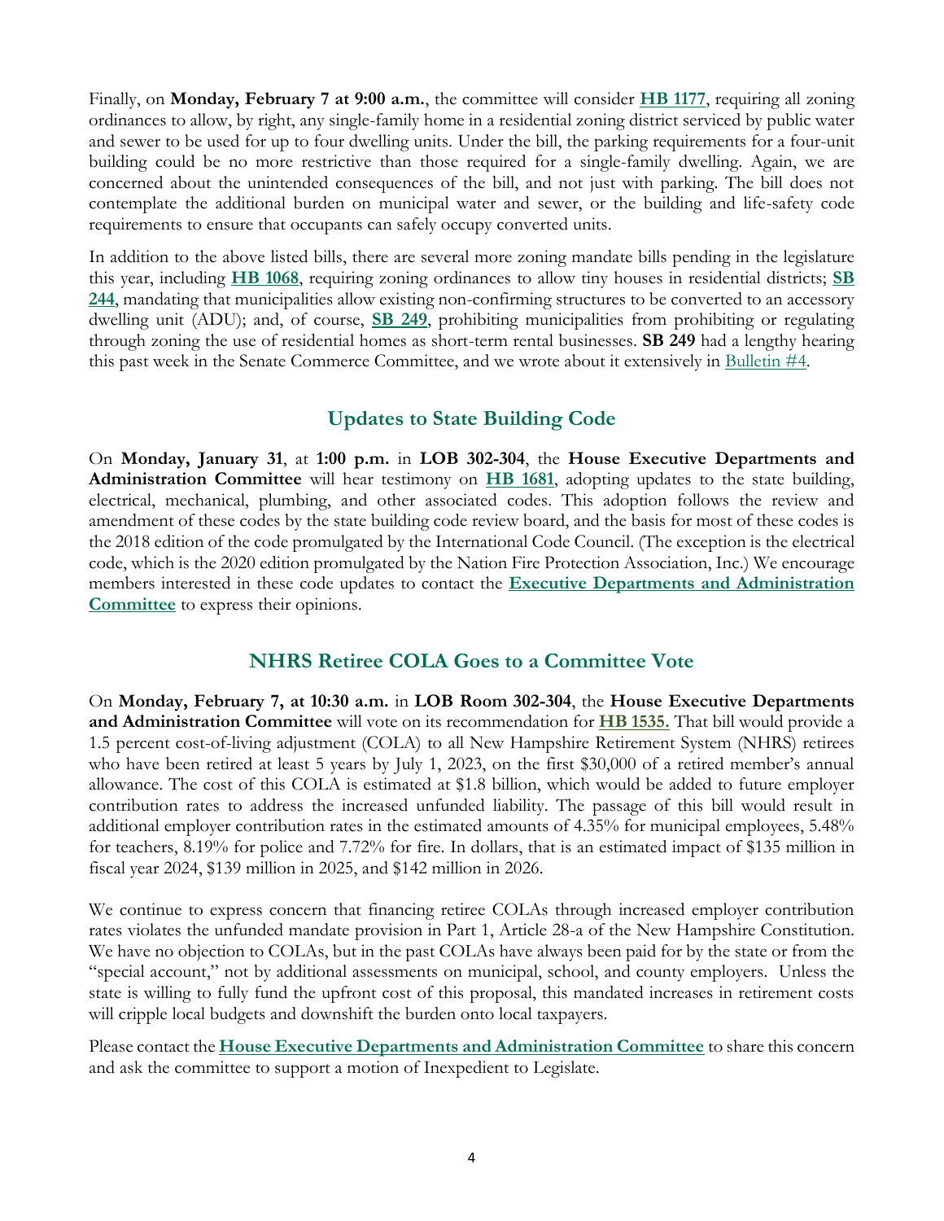Finally, on **Monday, February 7 at 9:00 a.m.**, the committee will consider **HB 1177**, requiring all zoning ordinances to allow, by right, any single-family home in a residential zoning district serviced by public water and sewer to be used for up to four dwelling units. Under the bill, the parking requirements for a four-unit building could be no more restrictive than those required for a single-family dwelling. Again, we are concerned about the unintended consequences of the bill, and not just with parking. The bill does not contemplate the additional burden on municipal water and sewer, or the building and life-safety code requirements to ensure that occupants can safely occupy converted units.

In addition to the above listed bills, there are several more zoning mandate bills pending in the legislature this year, including **HB 1068**, requiring zoning ordinances to allow tiny houses in residential districts; **SB 244**, mandating that municipalities allow existing non-confirming structures to be converted to an accessory dwelling unit (ADU); and, of course, **SB 249**, prohibiting municipalities from prohibiting or regulating through zoning the use of residential homes as short-term rental businesses. **SB 249** had a lengthy hearing this past week in the Senate Commerce Committee, and we wrote about it extensively in Bulletin #4.

## Updates to State Building Code

On **Monday, January 31**, at **1:00 p.m.** in **LOB 302-304**, the **House Executive Departments and Administration Committee** will hear testimony on **HB 1681**, adopting updates to the state building, electrical, mechanical, plumbing, and other associated codes. This adoption follows the review and amendment of these codes by the state building code review board, and the basis for most of these codes is the 2018 edition of the code promulgated by the International Code Council. (The exception is the electrical code, which is the 2020 edition promulgated by the Nation Fire Protection Association, Inc.) We encourage members interested in these code updates to contact the **Executive Departments and Administration Committee** to express their opinions.

## NHRS Retiree COLA Goes to a Committee Vote

On **Monday, February 7, at 10:30 a.m.** in **LOB Room 302-304**, the **House Executive Departments and Administration Committee** will vote on its recommendation for **HB 1535.** That bill would provide a 1.5 percent cost-of-living adjustment (COLA) to all New Hampshire Retirement System (NHRS) retirees who have been retired at least 5 years by July 1, 2023, on the first $30,000 of a retired member's annual allowance. The cost of this COLA is estimated at $1.8 billion, which would be added to future employer contribution rates to address the increased unfunded liability. The passage of this bill would result in additional employer contribution rates in the estimated amounts of 4.35% for municipal employees, 5.48% for teachers, 8.19% for police and 7.72% for fire. In dollars, that is an estimated impact of $135 million in fiscal year 2024, $139 million in 2025, and $142 million in 2026.

We continue to express concern that financing retiree COLAs through increased employer contribution rates violates the unfunded mandate provision in Part 1, Article 28-a of the New Hampshire Constitution. We have no objection to COLAs, but in the past COLAs have always been paid for by the state or from the "special account," not by additional assessments on municipal, school, and county employers. Unless the state is willing to fully fund the upfront cost of this proposal, this mandated increases in retirement costs will cripple local budgets and downshift the burden onto local taxpayers.

Please contact the **House Executive Departments and Administration Committee** to share this concern and ask the committee to support a motion of Inexpedient to Legislate.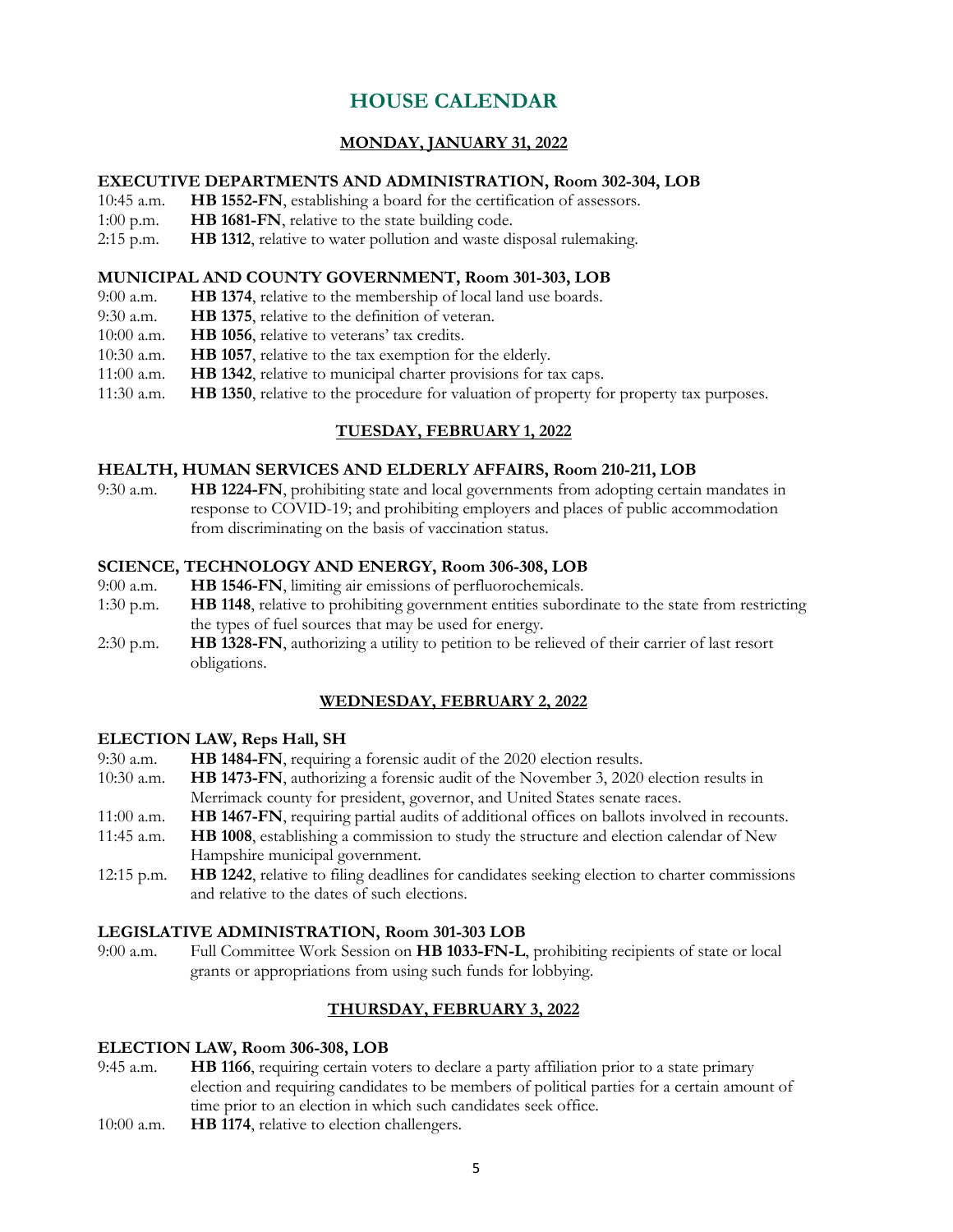# HOUSE CALENDAR

## MONDAY, JANUARY 31, 2022

### EXECUTIVE DEPARTMENTS AND ADMINISTRATION, Room 302-304, LOB

10:45 a.m. **HB 1552-FN**, establishing a board for the certification of assessors.

1:00 p.m. **HB 1681-FN**, relative to the state building code.

2:15 p.m. **HB 1312**, relative to water pollution and waste disposal rulemaking.

### MUNICIPAL AND COUNTY GOVERNMENT, Room 301-303, LOB

9:00 a.m. **HB 1374**, relative to the membership of local land use boards.

9:30 a.m. **HB 1375**, relative to the definition of veteran.

10:00 a.m. **HB 1056**, relative to veterans' tax credits.

10:30 a.m. **HB 1057**, relative to the tax exemption for the elderly.

11:00 a.m. **HB 1342**, relative to municipal charter provisions for tax caps.

11:30 a.m. **HB 1350**, relative to the procedure for valuation of property for property tax purposes.

## TUESDAY, FEBRUARY 1, 2022

### HEALTH, HUMAN SERVICES AND ELDERLY AFFAIRS, Room 210-211, LOB

9:30 a.m. **HB 1224-FN**, prohibiting state and local governments from adopting certain mandates in response to COVID-19; and prohibiting employers and places of public accommodation from discriminating on the basis of vaccination status.

### SCIENCE, TECHNOLOGY AND ENERGY, Room 306-308, LOB

9:00 a.m. **HB 1546-FN**, limiting air emissions of perfluorochemicals.

1:30 p.m. **HB 1148**, relative to prohibiting government entities subordinate to the state from restricting the types of fuel sources that may be used for energy.

2:30 p.m. **HB 1328-FN**, authorizing a utility to petition to be relieved of their carrier of last resort obligations.

## WEDNESDAY, FEBRUARY 2, 2022

### ELECTION LAW, Reps Hall, SH

9:30 a.m. **HB 1484-FN**, requiring a forensic audit of the 2020 election results.

10:30 a.m. **HB 1473-FN**, authorizing a forensic audit of the November 3, 2020 election results in Merrimack county for president, governor, and United States senate races.

11:00 a.m. **HB 1467-FN**, requiring partial audits of additional offices on ballots involved in recounts.

11:45 a.m. **HB 1008**, establishing a commission to study the structure and election calendar of New Hampshire municipal government.

12:15 p.m. **HB 1242**, relative to filing deadlines for candidates seeking election to charter commissions and relative to the dates of such elections.

### LEGISLATIVE ADMINISTRATION, Room 301-303 LOB

9:00 a.m. Full Committee Work Session on **HB 1033-FN-L**, prohibiting recipients of state or local grants or appropriations from using such funds for lobbying.

## THURSDAY, FEBRUARY 3, 2022

### ELECTION LAW, Room 306-308, LOB

9:45 a.m. **HB 1166**, requiring certain voters to declare a party affiliation prior to a state primary election and requiring candidates to be members of political parties for a certain amount of time prior to an election in which such candidates seek office.

10:00 a.m. **HB 1174**, relative to election challengers.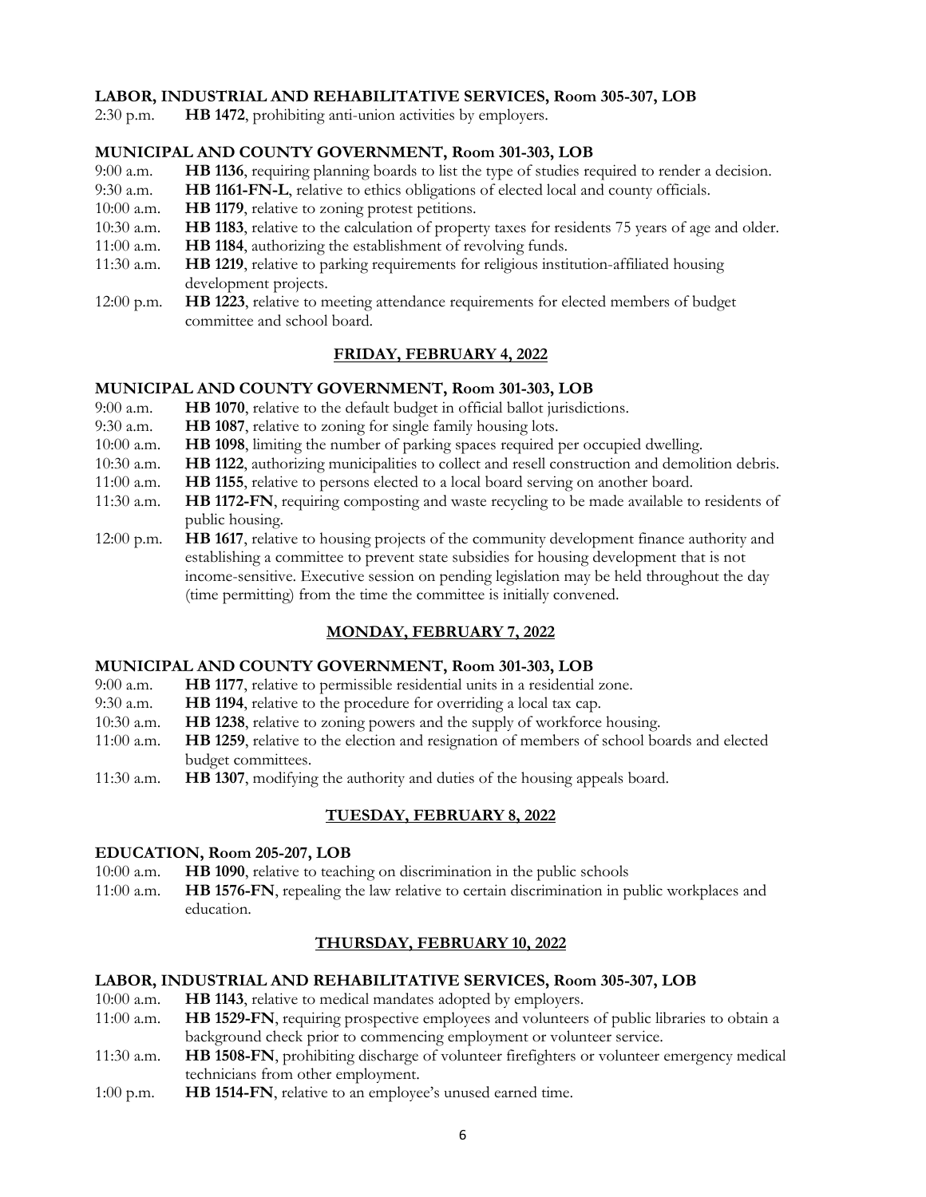**LABOR, INDUSTRIAL AND REHABILITATIVE SERVICES, Room 305-307, LOB**

2:30 p.m. **HB 1472**, prohibiting anti-union activities by employers.

**MUNICIPAL AND COUNTY GOVERNMENT, Room 301-303, LOB**

9:00 a.m. **HB 1136**, requiring planning boards to list the type of studies required to render a decision.
9:30 a.m. **HB 1161-FN-L**, relative to ethics obligations of elected local and county officials.
10:00 a.m. **HB 1179**, relative to zoning protest petitions.
10:30 a.m. **HB 1183**, relative to the calculation of property taxes for residents 75 years of age and older.
11:00 a.m. **HB 1184**, authorizing the establishment of revolving funds.
11:30 a.m. **HB 1219**, relative to parking requirements for religious institution-affiliated housing development projects.
12:00 p.m. **HB 1223**, relative to meeting attendance requirements for elected members of budget committee and school board.

## FRIDAY, FEBRUARY 4, 2022

**MUNICIPAL AND COUNTY GOVERNMENT, Room 301-303, LOB**

9:00 a.m. **HB 1070**, relative to the default budget in official ballot jurisdictions.
9:30 a.m. **HB 1087**, relative to zoning for single family housing lots.
10:00 a.m. **HB 1098**, limiting the number of parking spaces required per occupied dwelling.
10:30 a.m. **HB 1122**, authorizing municipalities to collect and resell construction and demolition debris.
11:00 a.m. **HB 1155**, relative to persons elected to a local board serving on another board.
11:30 a.m. **HB 1172-FN**, requiring composting and waste recycling to be made available to residents of public housing.
12:00 p.m. **HB 1617**, relative to housing projects of the community development finance authority and establishing a committee to prevent state subsidies for housing development that is not income-sensitive. Executive session on pending legislation may be held throughout the day (time permitting) from the time the committee is initially convened.

## MONDAY, FEBRUARY 7, 2022

**MUNICIPAL AND COUNTY GOVERNMENT, Room 301-303, LOB**

9:00 a.m. **HB 1177**, relative to permissible residential units in a residential zone.
9:30 a.m. **HB 1194**, relative to the procedure for overriding a local tax cap.
10:30 a.m. **HB 1238**, relative to zoning powers and the supply of workforce housing.
11:00 a.m. **HB 1259**, relative to the election and resignation of members of school boards and elected budget committees.
11:30 a.m. **HB 1307**, modifying the authority and duties of the housing appeals board.

## TUESDAY, FEBRUARY 8, 2022

**EDUCATION, Room 205-207, LOB**

10:00 a.m. **HB 1090**, relative to teaching on discrimination in the public schools
11:00 a.m. **HB 1576-FN**, repealing the law relative to certain discrimination in public workplaces and education.

## THURSDAY, FEBRUARY 10, 2022

**LABOR, INDUSTRIAL AND REHABILITATIVE SERVICES, Room 305-307, LOB**

10:00 a.m. **HB 1143**, relative to medical mandates adopted by employers.
11:00 a.m. **HB 1529-FN**, requiring prospective employees and volunteers of public libraries to obtain a background check prior to commencing employment or volunteer service.
11:30 a.m. **HB 1508-FN**, prohibiting discharge of volunteer firefighters or volunteer emergency medical technicians from other employment.
1:00 p.m. **HB 1514-FN**, relative to an employee's unused earned time.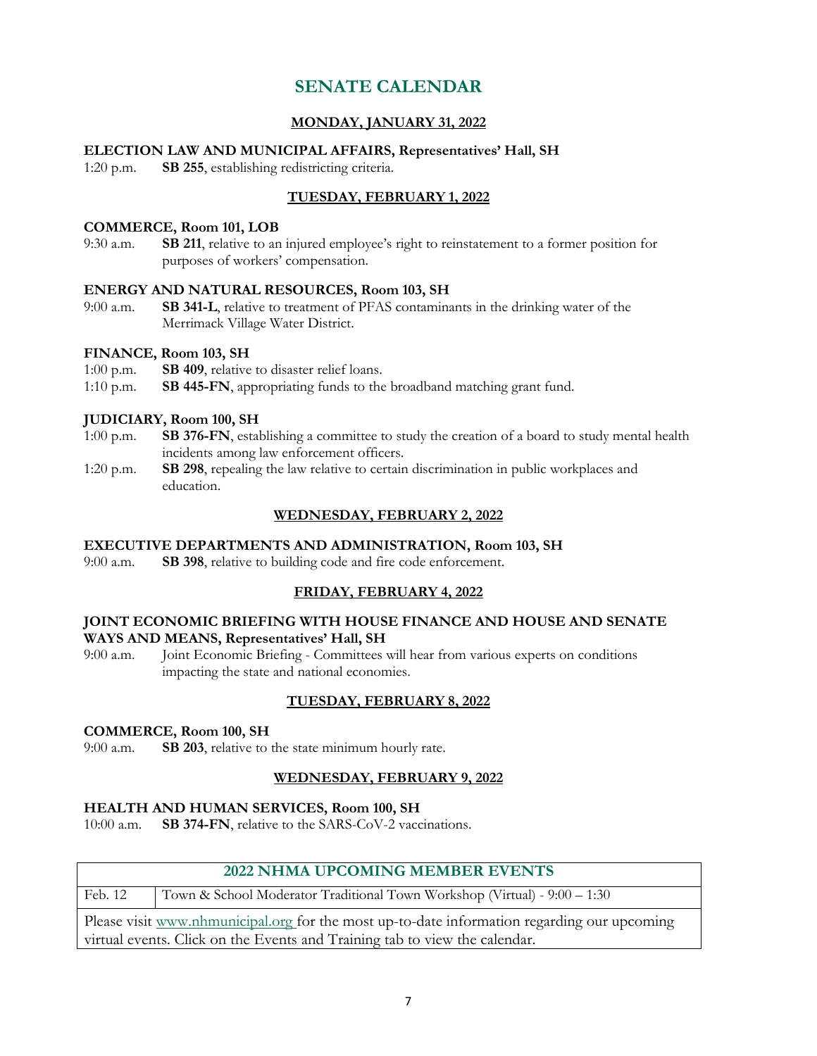# SENATE CALENDAR

## MONDAY, JANUARY 31, 2022

**ELECTION LAW AND MUNICIPAL AFFAIRS, Representatives' Hall, SH**

1:20 p.m. **SB 255**, establishing redistricting criteria.

## TUESDAY, FEBRUARY 1, 2022

**COMMERCE, Room 101, LOB**

9:30 a.m. **SB 211**, relative to an injured employee's right to reinstatement to a former position for purposes of workers' compensation.

**ENERGY AND NATURAL RESOURCES, Room 103, SH**

9:00 a.m. **SB 341-L**, relative to treatment of PFAS contaminants in the drinking water of the Merrimack Village Water District.

**FINANCE, Room 103, SH**

1:00 p.m. **SB 409**, relative to disaster relief loans.

1:10 p.m. **SB 445-FN**, appropriating funds to the broadband matching grant fund.

**JUDICIARY, Room 100, SH**

1:00 p.m. **SB 376-FN**, establishing a committee to study the creation of a board to study mental health incidents among law enforcement officers.

1:20 p.m. **SB 298**, repealing the law relative to certain discrimination in public workplaces and education.

## WEDNESDAY, FEBRUARY 2, 2022

**EXECUTIVE DEPARTMENTS AND ADMINISTRATION, Room 103, SH**

9:00 a.m. **SB 398**, relative to building code and fire code enforcement.

## FRIDAY, FEBRUARY 4, 2022

**JOINT ECONOMIC BRIEFING WITH HOUSE FINANCE AND HOUSE AND SENATE WAYS AND MEANS, Representatives' Hall, SH**

9:00 a.m. Joint Economic Briefing - Committees will hear from various experts on conditions impacting the state and national economies.

## TUESDAY, FEBRUARY 8, 2022

**COMMERCE, Room 100, SH**

9:00 a.m. **SB 203**, relative to the state minimum hourly rate.

## WEDNESDAY, FEBRUARY 9, 2022

**HEALTH AND HUMAN SERVICES, Room 100, SH**

10:00 a.m. **SB 374-FN**, relative to the SARS-CoV-2 vaccinations.

| 2022 NHMA UPCOMING MEMBER EVENTS | |
|---|---|
| Feb. 12 | Town & School Moderator Traditional Town Workshop (Virtual) - 9:00 – 1:30 |
| Please visit www.nhmunicipal.org for the most up-to-date information regarding our upcoming virtual events. Click on the Events and Training tab to view the calendar. | |